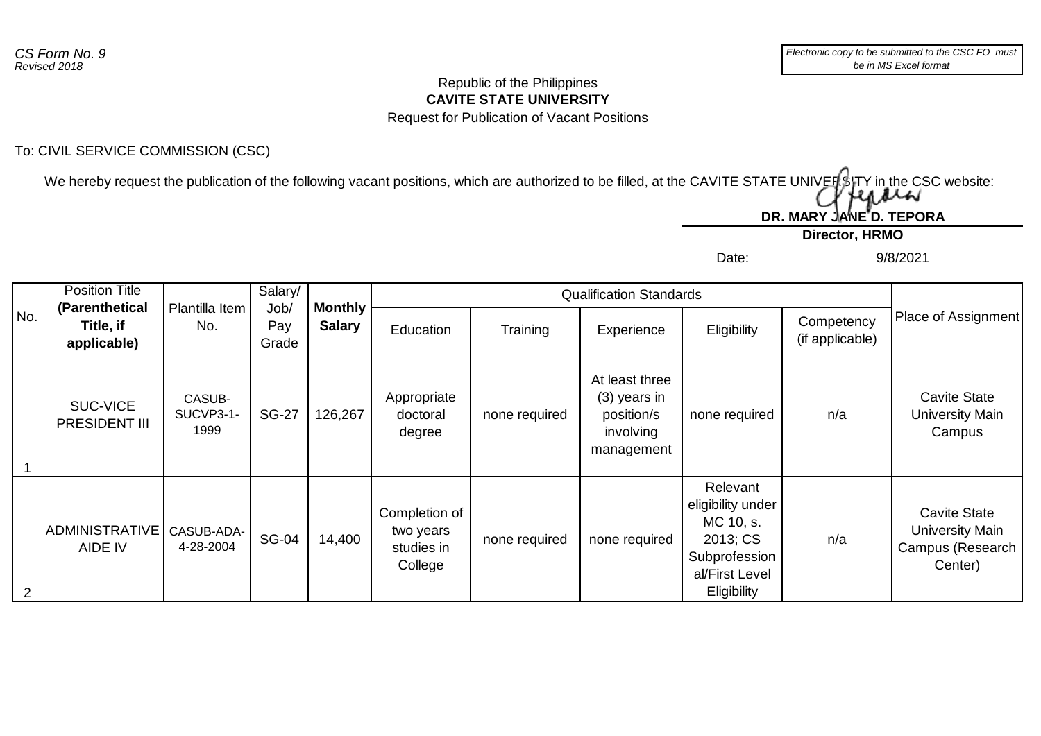*CS Form No. 9*
*Revised 2018*

*Electronic copy to be submitted to the CSC FO must be in MS Excel format*

Republic of the Philippines
**CAVITE STATE UNIVERSITY**
Request for Publication of Vacant Positions

To: CIVIL SERVICE COMMISSION (CSC)

We hereby request the publication of the following vacant positions, which are authorized to be filled, at the CAVITE STATE UNIVERSITY in the CSC website:

**DR. MARY JANE D. TEPORA**
**Director, HRMO**

Date: 9/8/2021

| No. | Position Title **(Parenthetical Title, if applicable)** | Plantilla Item No. | Salary/ Job/ Pay Grade | **Monthly Salary** | Qualification Standards | | | | | Place of Assignment |
|---|---|---|---|---|---|---|---|---|---|---|
| | | | | | Education | Training | Experience | Eligibility | Competency (if applicable) | |
| 1 | SUC-VICE PRESIDENT III | CASUB-SUCVP3-1-1999 | SG-27 | 126,267 | Appropriate doctoral degree | none required | At least three (3) years in position/s involving management | none required | n/a | Cavite State University Main Campus |
| 2 | ADMINISTRATIVE AIDE IV | CASUB-ADA-4-28-2004 | SG-04 | 14,400 | Completion of two years studies in College | none required | none required | Relevant eligibility under MC 10, s. 2013; CS Subprofessional/First Level Eligibility | n/a | Cavite State University Main Campus (Research Center) |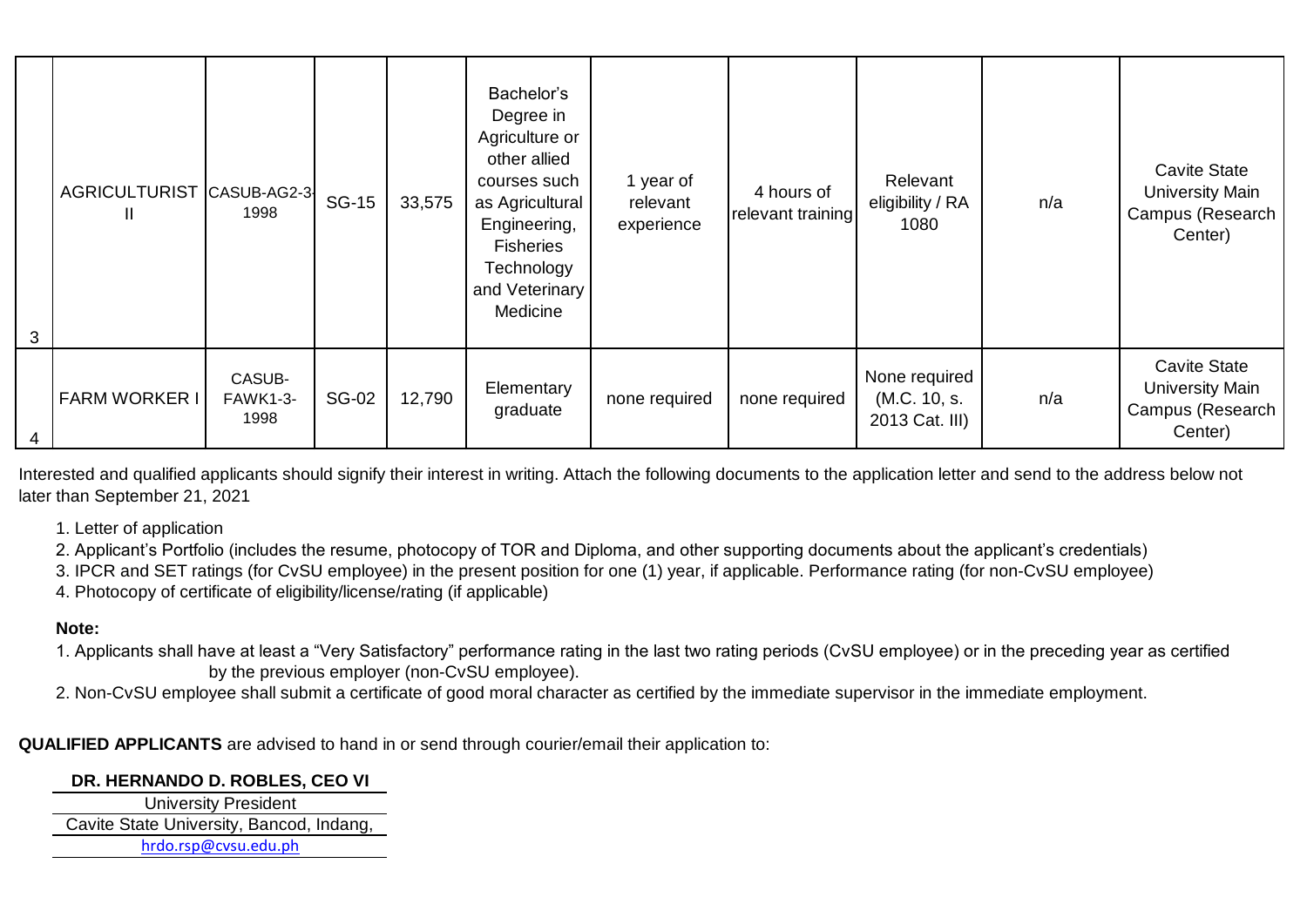| 3 | AGRICULTURIST II | CASUB-AG2-3-1998 | SG-15 | 33,575 | Bachelor's Degree in Agriculture or other allied courses such as Agricultural Engineering, Fisheries Technology and Veterinary Medicine | 1 year of relevant experience | 4 hours of relevant training | Relevant eligibility / RA 1080 | n/a | Cavite State University Main Campus (Research Center) |
|---|---|---|---|---|---|---|---|---|---|---|
| 4 | FARM WORKER I | CASUB-FAWK1-3-1998 | SG-02 | 12,790 | Elementary graduate | none required | none required | None required (M.C. 10, s. 2013 Cat. III) | n/a | Cavite State University Main Campus (Research Center) |

Interested and qualified applicants should signify their interest in writing. Attach the following documents to the application letter and send to the address below not later than September 21, 2021

1. Letter of application
2. Applicant's Portfolio (includes the resume, photocopy of TOR and Diploma, and other supporting documents about the applicant's credentials)
3. IPCR and SET ratings (for CvSU employee) in the present position for one (1) year, if applicable. Performance rating (for non-CvSU employee)
4. Photocopy of certificate of eligibility/license/rating (if applicable)

**Note:**

1. Applicants shall have at least a "Very Satisfactory" performance rating in the last two rating periods (CvSU employee) or in the preceding year as certified by the previous employer (non-CvSU employee).
2. Non-CvSU employee shall submit a certificate of good moral character as certified by the immediate supervisor in the immediate employment.

**QUALIFIED APPLICANTS** are advised to hand in or send through courier/email their application to:

**DR. HERNANDO D. ROBLES, CEO VI**
University President
Cavite State University, Bancod, Indang,
hrdo.rsp@cvsu.edu.ph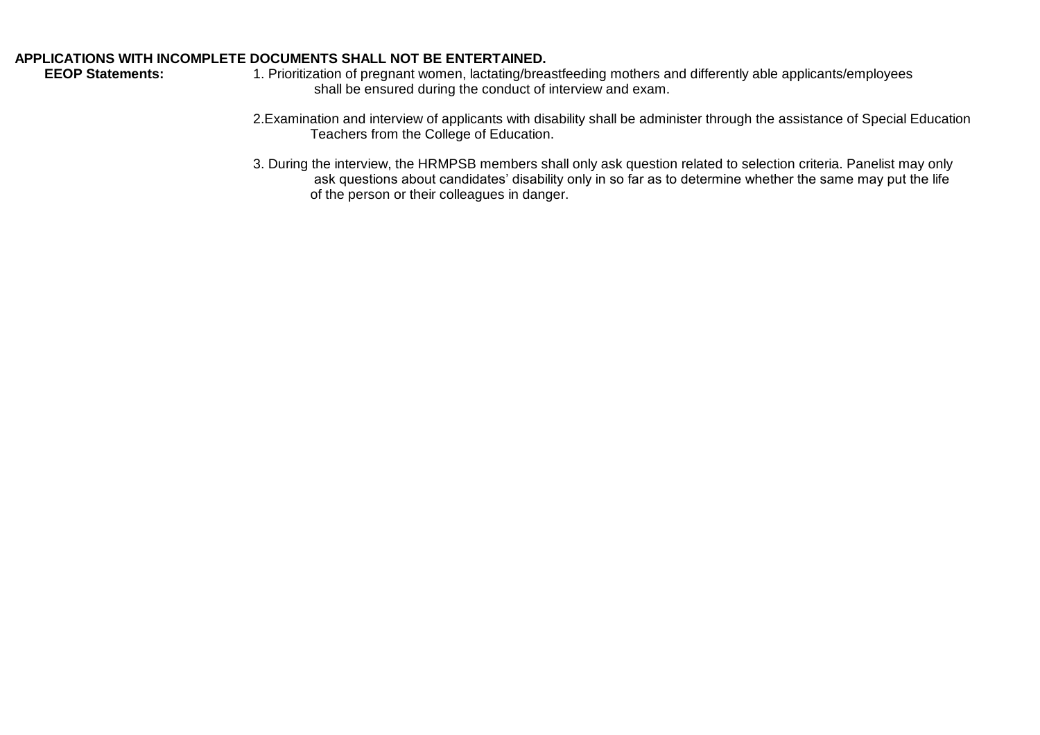**APPLICATIONS WITH INCOMPLETE DOCUMENTS SHALL NOT BE ENTERTAINED.**

**EEOP Statements:**

1. Prioritization of pregnant women, lactating/breastfeeding mothers and differently able applicants/employees shall be ensured during the conduct of interview and exam.

2. Examination and interview of applicants with disability shall be administer through the assistance of Special Education Teachers from the College of Education.

3. During the interview, the HRMPSB members shall only ask question related to selection criteria. Panelist may only ask questions about candidates' disability only in so far as to determine whether the same may put the life of the person or their colleagues in danger.